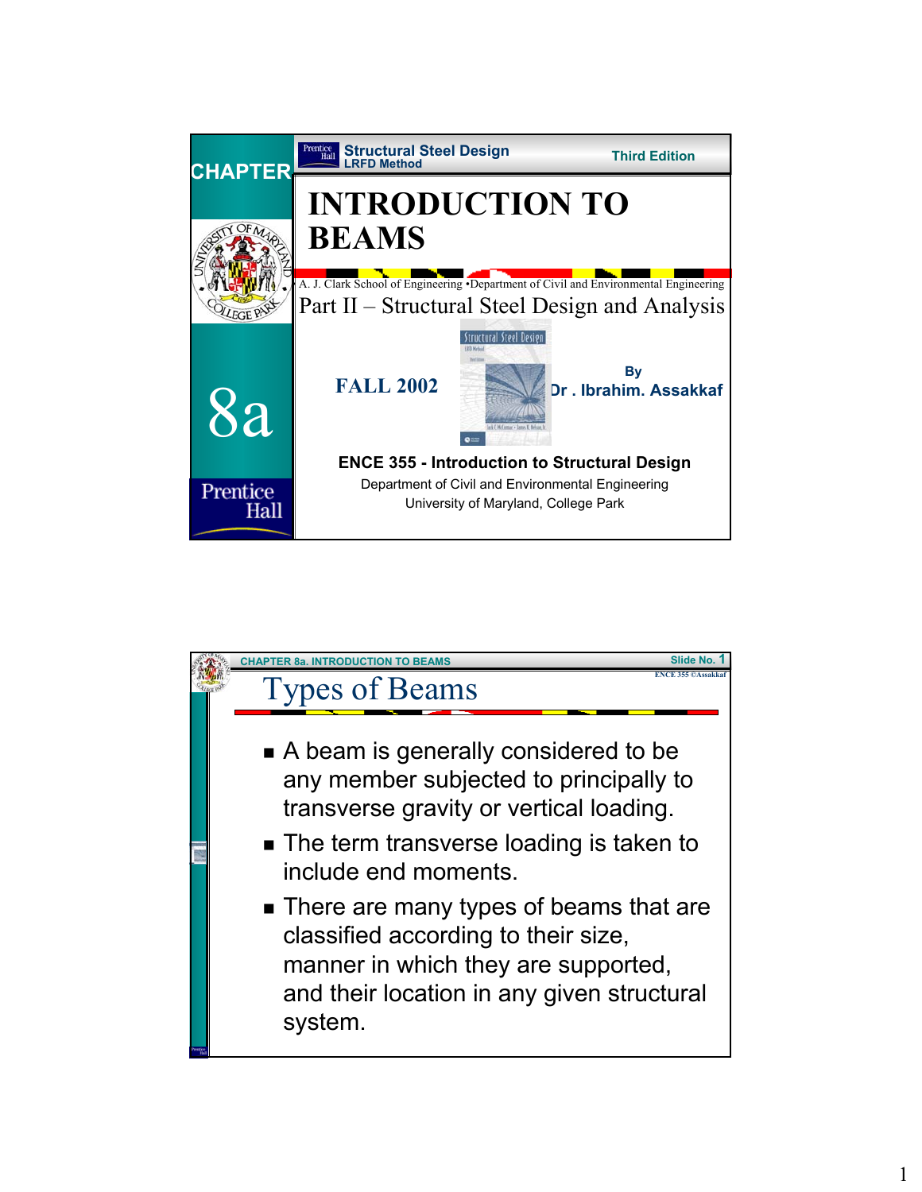CHAPTER 8a

Structural Steel Design
LRFD Method

Third Edition

# INTRODUCTION TO BEAMS

A. J. Clark School of Engineering •Department of Civil and Environmental Engineering

Part II – Structural Steel Design and Analysis

FALL 2002

By
Dr . Ibrahim. Assakkaf

**ENCE 355 - Introduction to Structural Design**

Department of Civil and Environmental Engineering
University of Maryland, College Park

---

CHAPTER 8a. INTRODUCTION TO BEAMS

Slide No. 1

ENCE 355 ©Assakkaf

## Types of Beams

- A beam is generally considered to be any member subjected to principally to transverse gravity or vertical loading.
- The term transverse loading is taken to include end moments.
- There are many types of beams that are classified according to their size, manner in which they are supported, and their location in any given structural system.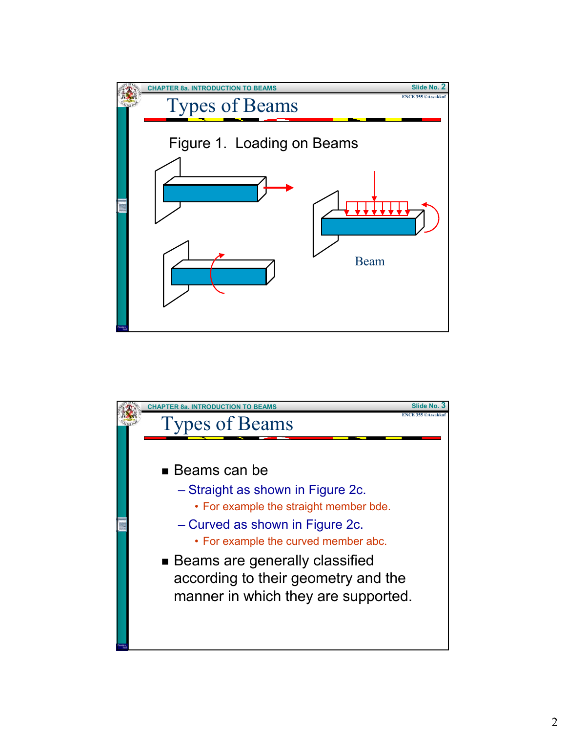## Types of Beams

Figure 1. Loading on Beams

Beam

## Types of Beams

- Beams can be
  - Straight as shown in Figure 2c.
    - For example the straight member bde.
  - Curved as shown in Figure 2c.
    - For example the curved member abc.
- Beams are generally classified according to their geometry and the manner in which they are supported.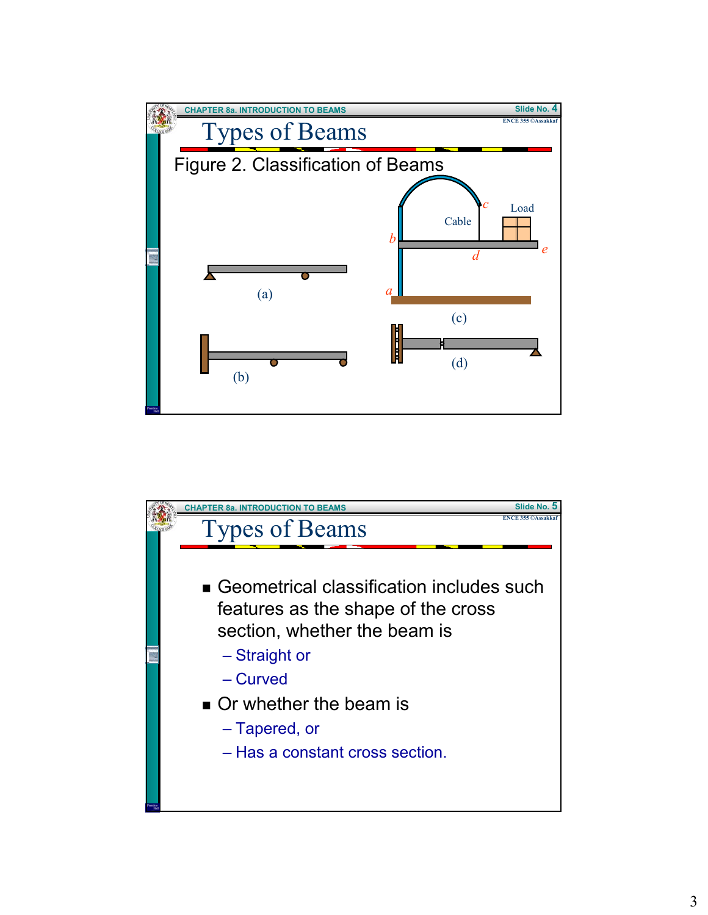## Types of Beams

Figure 2. Classification of Beams

(a)

(b)

(c)

(d)

## Types of Beams

- Geometrical classification includes such features as the shape of the cross section, whether the beam is
  - Straight or
  - Curved
- Or whether the beam is
  - Tapered, or
  - Has a constant cross section.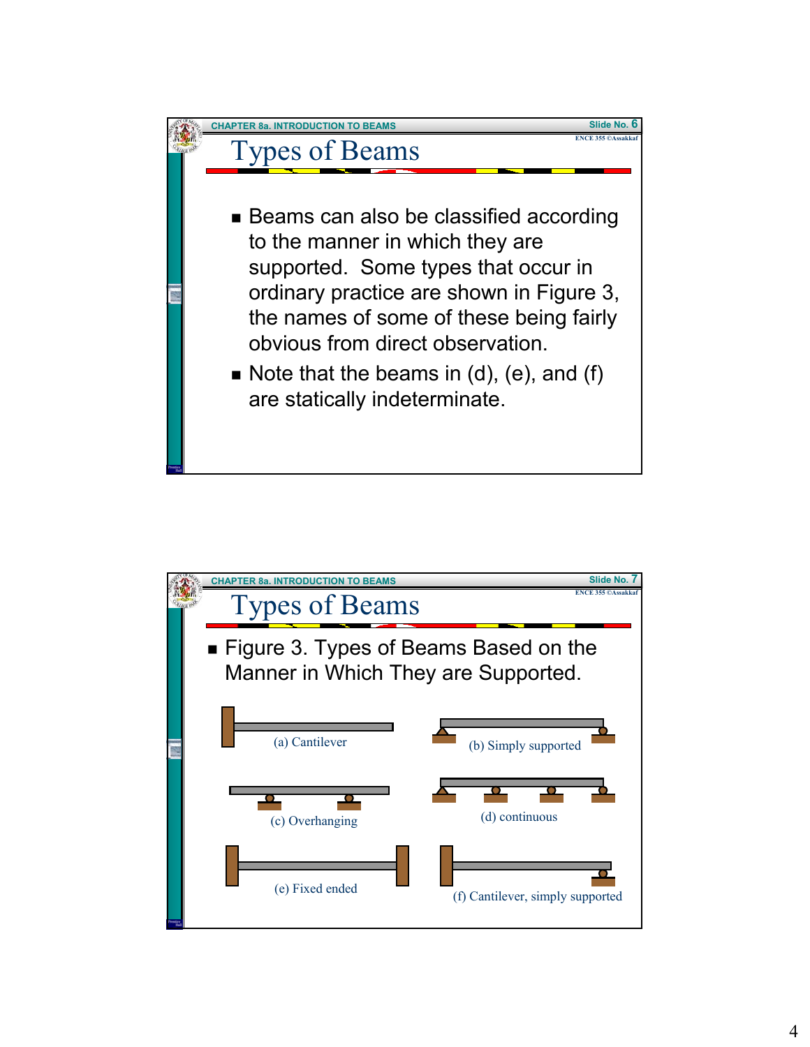## Types of Beams

- Beams can also be classified according to the manner in which they are supported. Some types that occur in ordinary practice are shown in Figure 3, the names of some of these being fairly obvious from direct observation.
- Note that the beams in (d), (e), and (f) are statically indeterminate.

## Types of Beams

- Figure 3. Types of Beams Based on the Manner in Which They are Supported.

(a) Cantilever

(b) Simply supported

(c) Overhanging

(d) continuous

(e) Fixed ended

(f) Cantilever, simply supported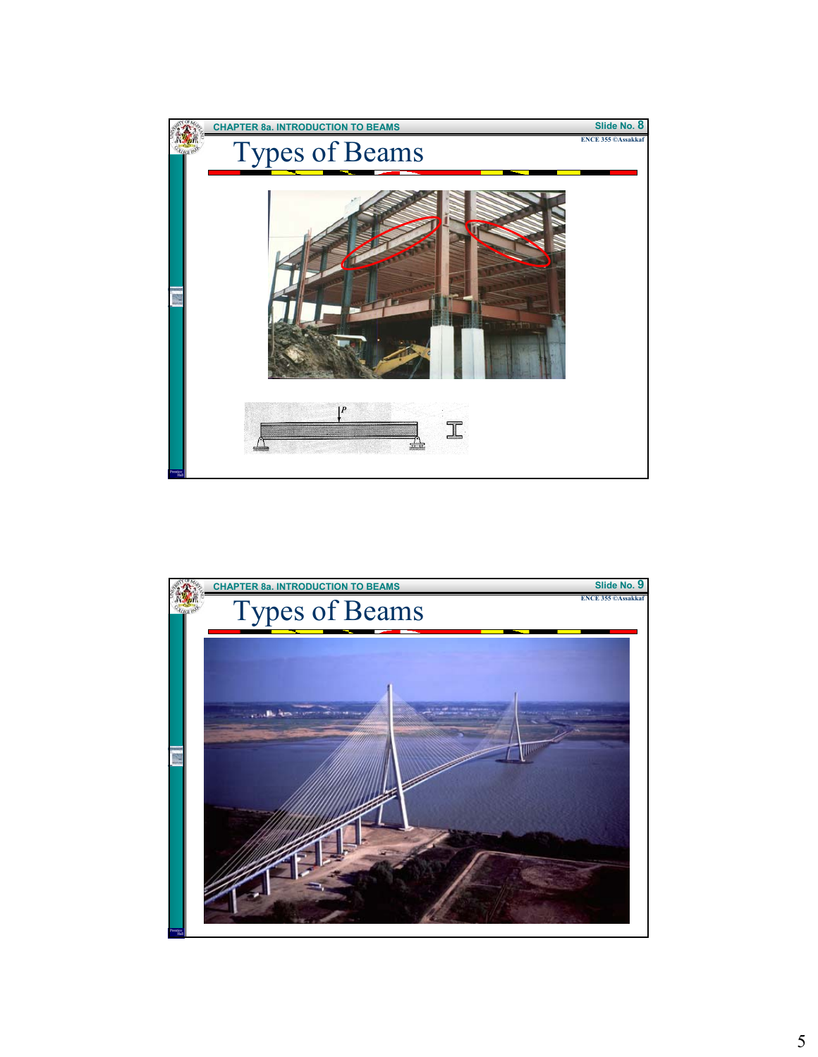CHAPTER 8a. INTRODUCTION TO BEAMS

Slide No. 8

ENCE 355 ©Assakkaf

# Types of Beams

$P$

CHAPTER 8a. INTRODUCTION TO BEAMS

Slide No. 9

ENCE 355 ©Assakkaf

# Types of Beams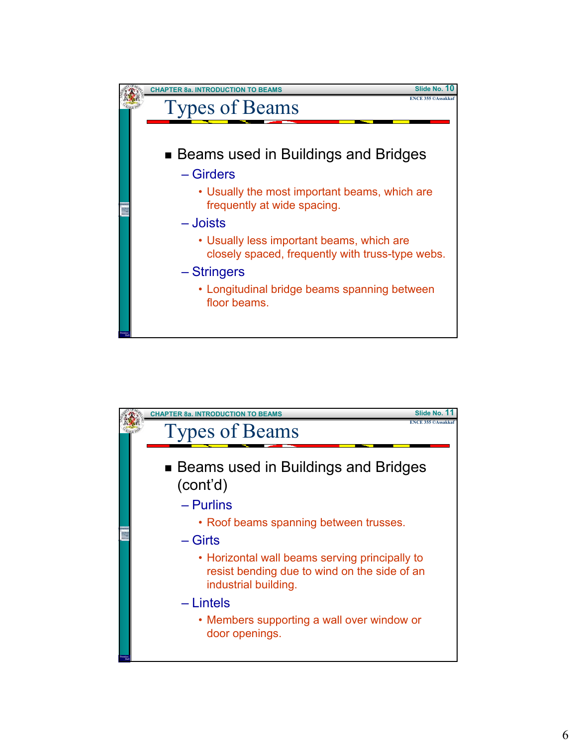## Types of Beams

- Beams used in Buildings and Bridges
  - Girders
    - Usually the most important beams, which are frequently at wide spacing.
  - Joists
    - Usually less important beams, which are closely spaced, frequently with truss-type webs.
  - Stringers
    - Longitudinal bridge beams spanning between floor beams.

## Types of Beams

- Beams used in Buildings and Bridges (cont'd)
  - Purlins
    - Roof beams spanning between trusses.
  - Girts
    - Horizontal wall beams serving principally to resist bending due to wind on the side of an industrial building.
  - Lintels
    - Members supporting a wall over window or door openings.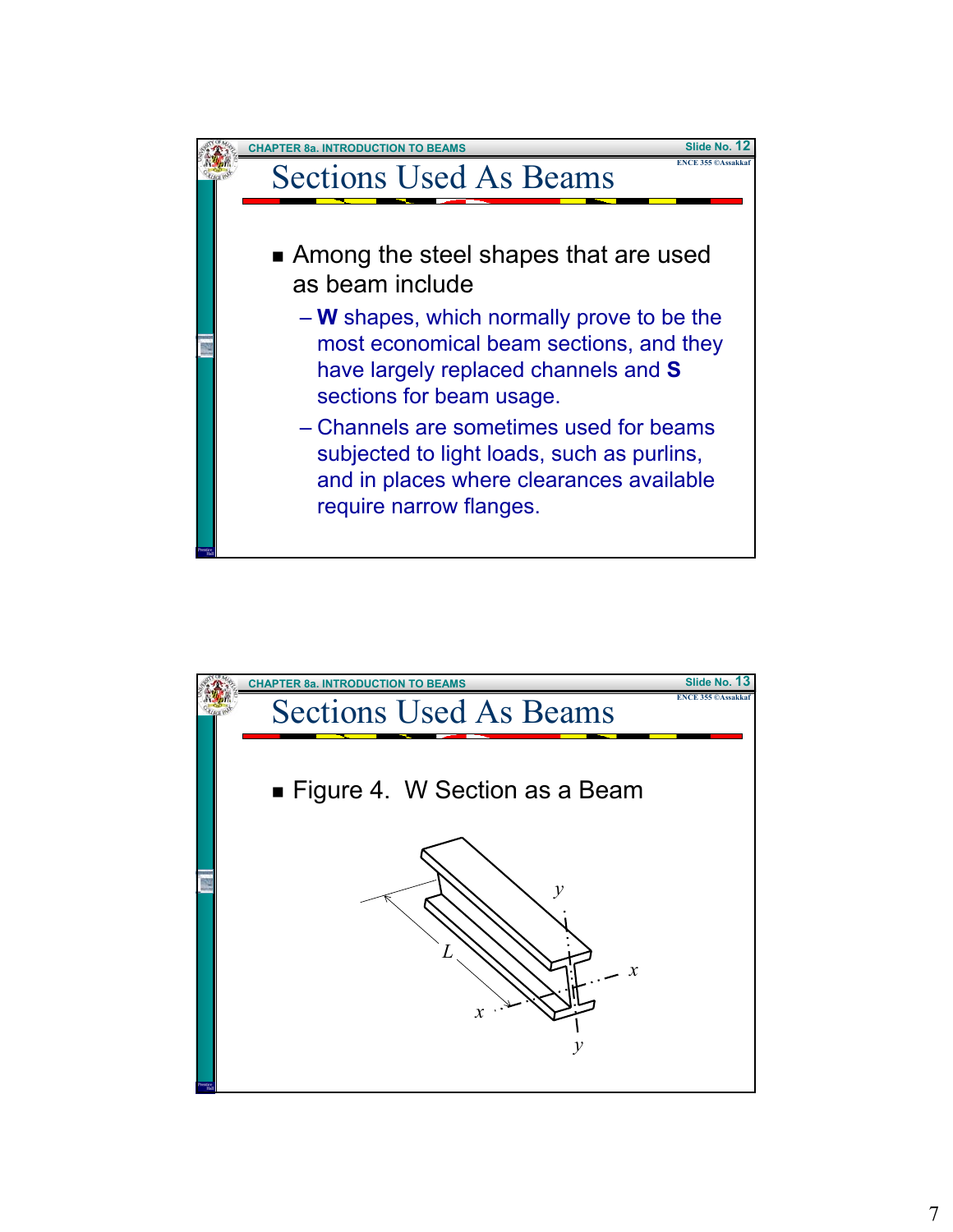## Sections Used As Beams

- Among the steel shapes that are used as beam include
  - **W** shapes, which normally prove to be the most economical beam sections, and they have largely replaced channels and **S** sections for beam usage.
  - Channels are sometimes used for beams subjected to light loads, such as purlins, and in places where clearances available require narrow flanges.

## Sections Used As Beams

- Figure 4. W Section as a Beam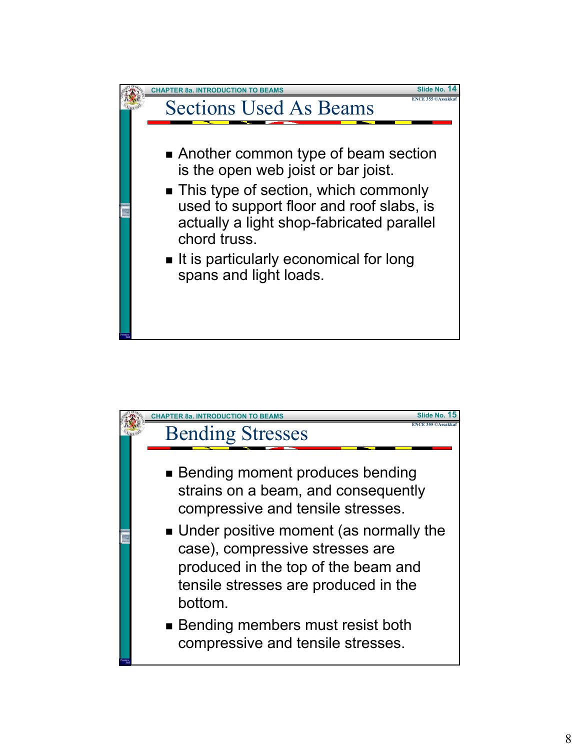## Sections Used As Beams

- Another common type of beam section is the open web joist or bar joist.
- This type of section, which commonly used to support floor and roof slabs, is actually a light shop-fabricated parallel chord truss.
- It is particularly economical for long spans and light loads.

## Bending Stresses

- Bending moment produces bending strains on a beam, and consequently compressive and tensile stresses.
- Under positive moment (as normally the case), compressive stresses are produced in the top of the beam and tensile stresses are produced in the bottom.
- Bending members must resist both compressive and tensile stresses.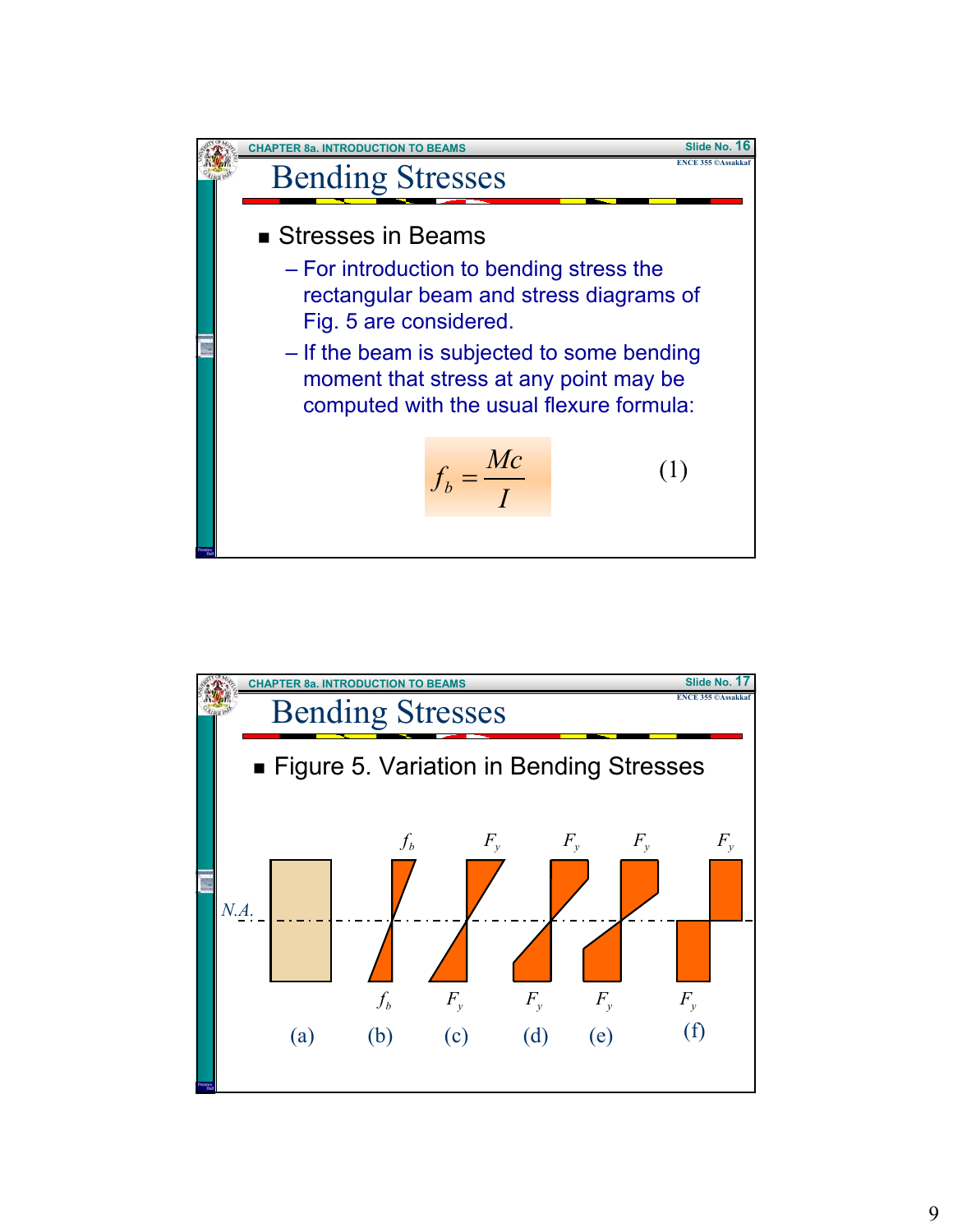## Bending Stresses

- Stresses in Beams
  - For introduction to bending stress the rectangular beam and stress diagrams of Fig. 5 are considered.
  - If the beam is subjected to some bending moment that stress at any point may be computed with the usual flexure formula:

$$f_b = \frac{Mc}{I} \tag{1}$$

## Bending Stresses

- Figure 5. Variation in Bending Stresses

N.A.

$f_b$ $F_y$ $F_y$ $F_y$ $F_y$

$f_b$ $F_y$ $F_y$ $F_y$ $F_y$

(a) (b) (c) (d) (e) (f)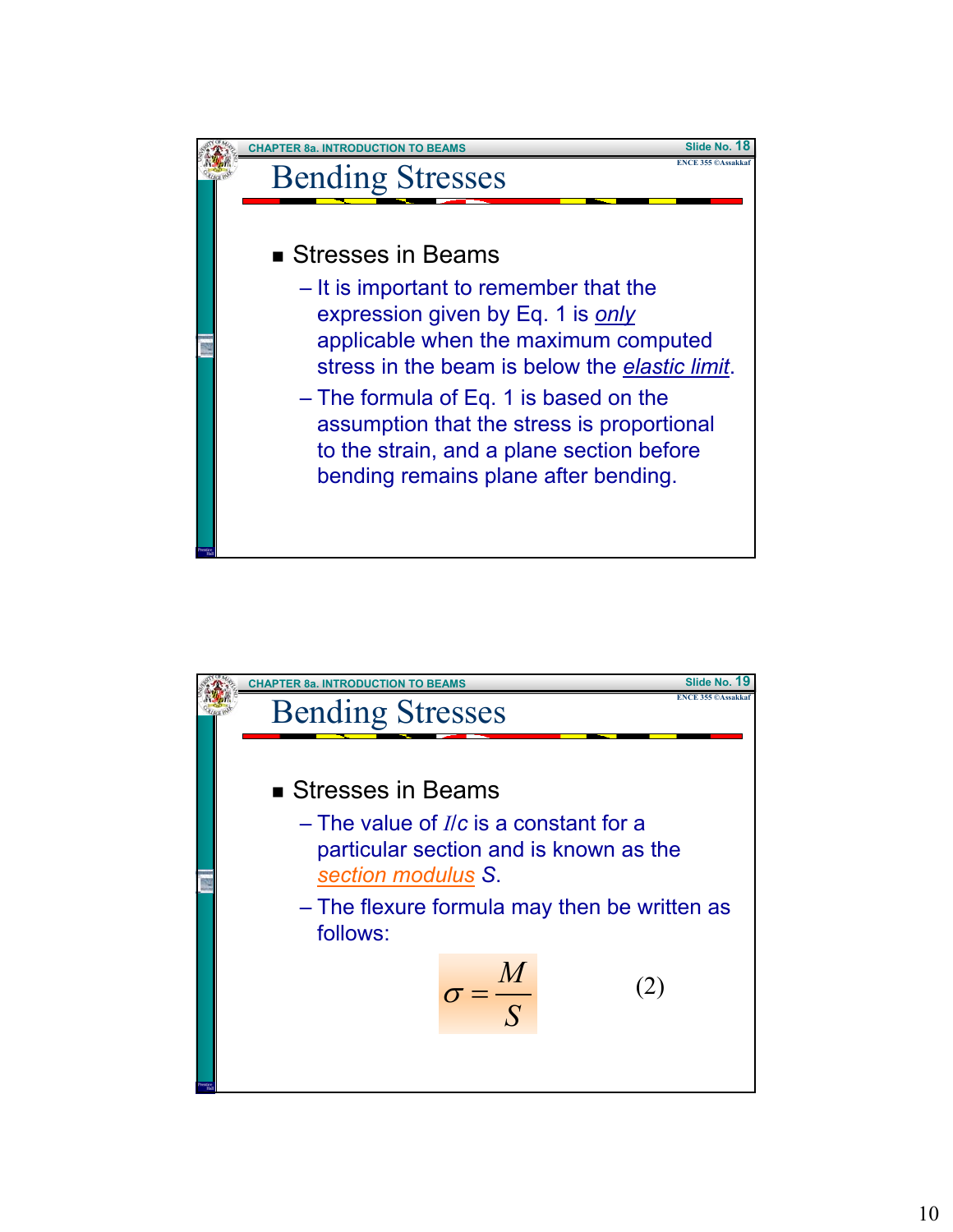## Bending Stresses

- Stresses in Beams
  - It is important to remember that the expression given by Eq. 1 is *only* applicable when the maximum computed stress in the beam is below the *elastic limit*.
  - The formula of Eq. 1 is based on the assumption that the stress is proportional to the strain, and a plane section before bending remains plane after bending.

## Bending Stresses

- Stresses in Beams
  - The value of $I/c$ is a constant for a particular section and is known as the *section modulus* $S$.
  - The flexure formula may then be written as follows:

$$\sigma = \frac{M}{S} \qquad (2)$$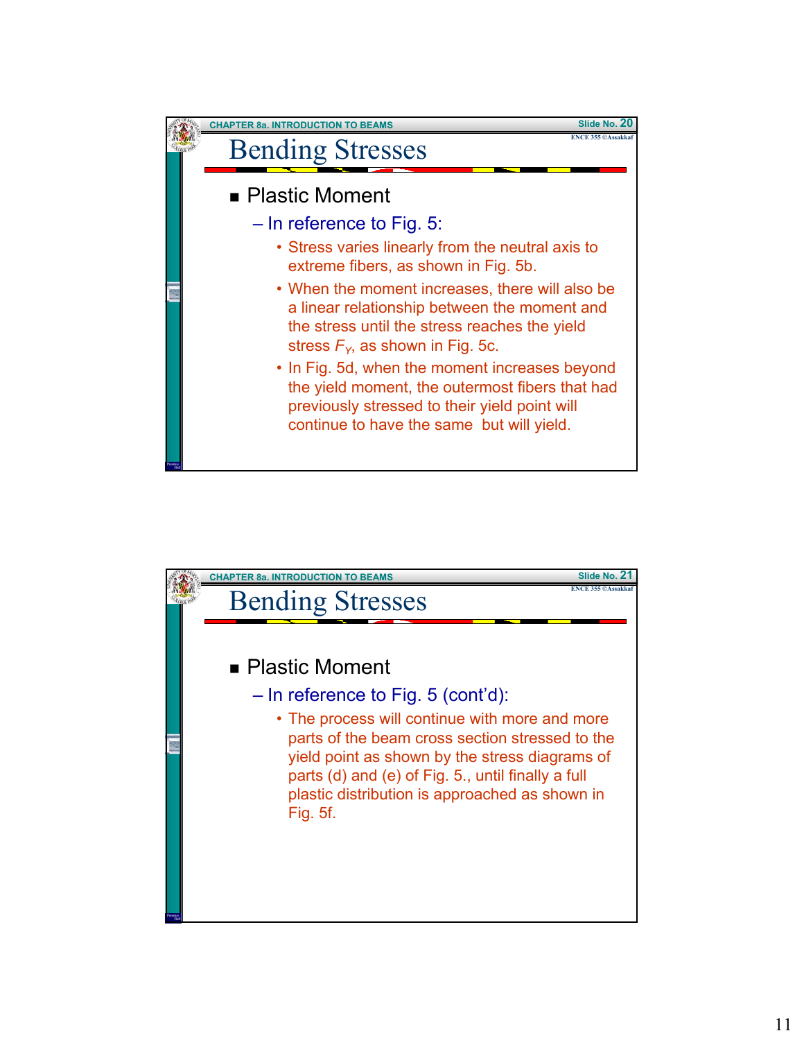## Bending Stresses

- Plastic Moment
  - In reference to Fig. 5:
    - Stress varies linearly from the neutral axis to extreme fibers, as shown in Fig. 5b.
    - When the moment increases, there will also be a linear relationship between the moment and the stress until the stress reaches the yield stress $F_Y$, as shown in Fig. 5c.
    - In Fig. 5d, when the moment increases beyond the yield moment, the outermost fibers that had previously stressed to their yield point will continue to have the same but will yield.

## Bending Stresses

- Plastic Moment
  - In reference to Fig. 5 (cont'd):
    - The process will continue with more and more parts of the beam cross section stressed to the yield point as shown by the stress diagrams of parts (d) and (e) of Fig. 5., until finally a full plastic distribution is approached as shown in Fig. 5f.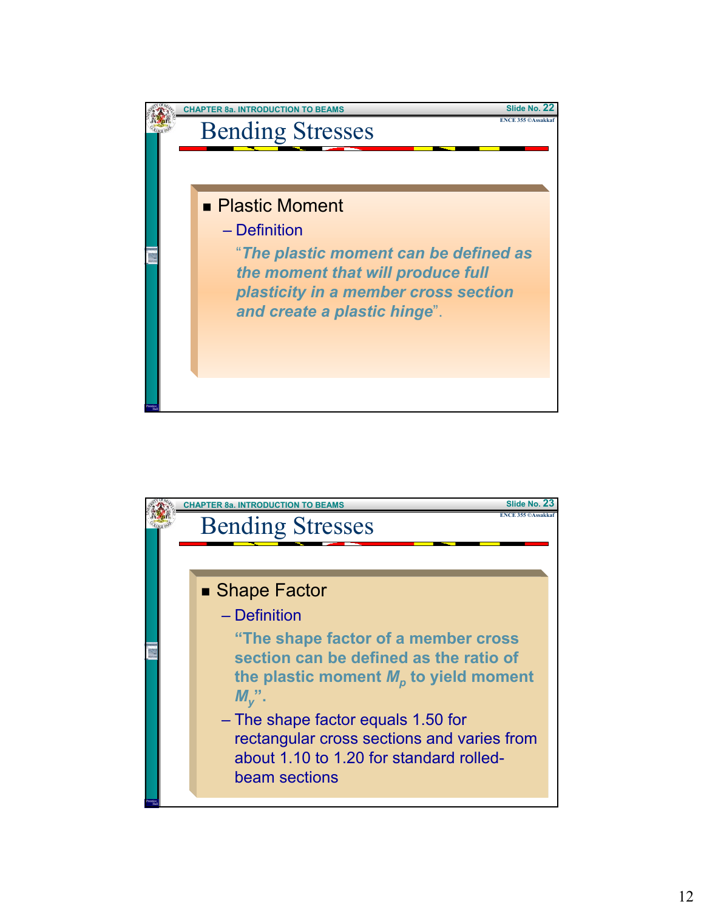## Bending Stresses

- Plastic Moment
  - Definition

    "*The plastic moment can be defined as the moment that will produce full plasticity in a member cross section and create a plastic hinge*".

## Bending Stresses

- Shape Factor
  - Definition

    **"The shape factor of a member cross section can be defined as the ratio of the plastic moment $M_p$ to yield moment $M_y$".**
  - The shape factor equals 1.50 for rectangular cross sections and varies from about 1.10 to 1.20 for standard rolled-beam sections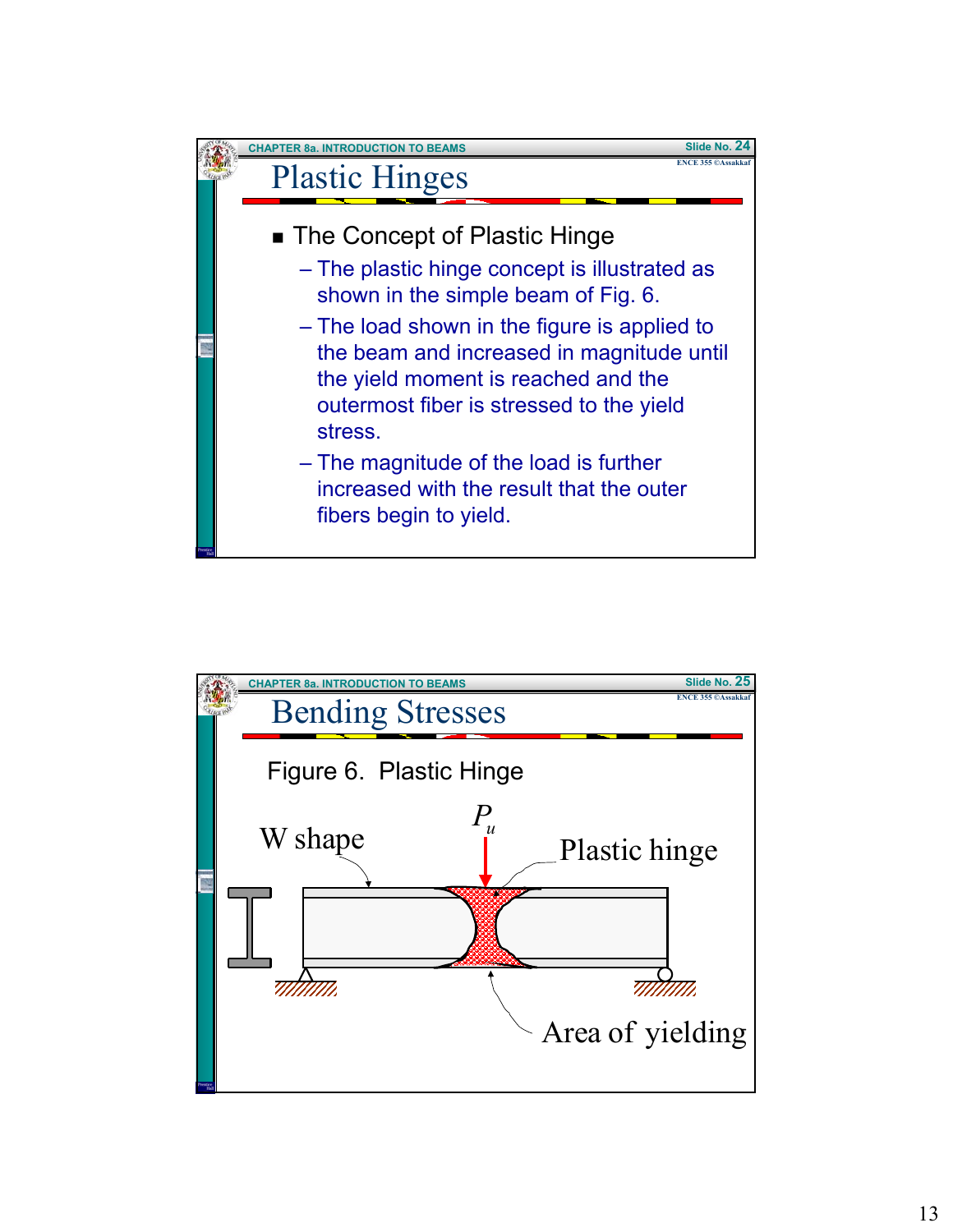## Plastic Hinges

- The Concept of Plastic Hinge
  - The plastic hinge concept is illustrated as shown in the simple beam of Fig. 6.
  - The load shown in the figure is applied to the beam and increased in magnitude until the yield moment is reached and the outermost fiber is stressed to the yield stress.
  - The magnitude of the load is further increased with the result that the outer fibers begin to yield.

## Bending Stresses

Figure 6. Plastic Hinge

W shape

$P_u$

Plastic hinge

Area of yielding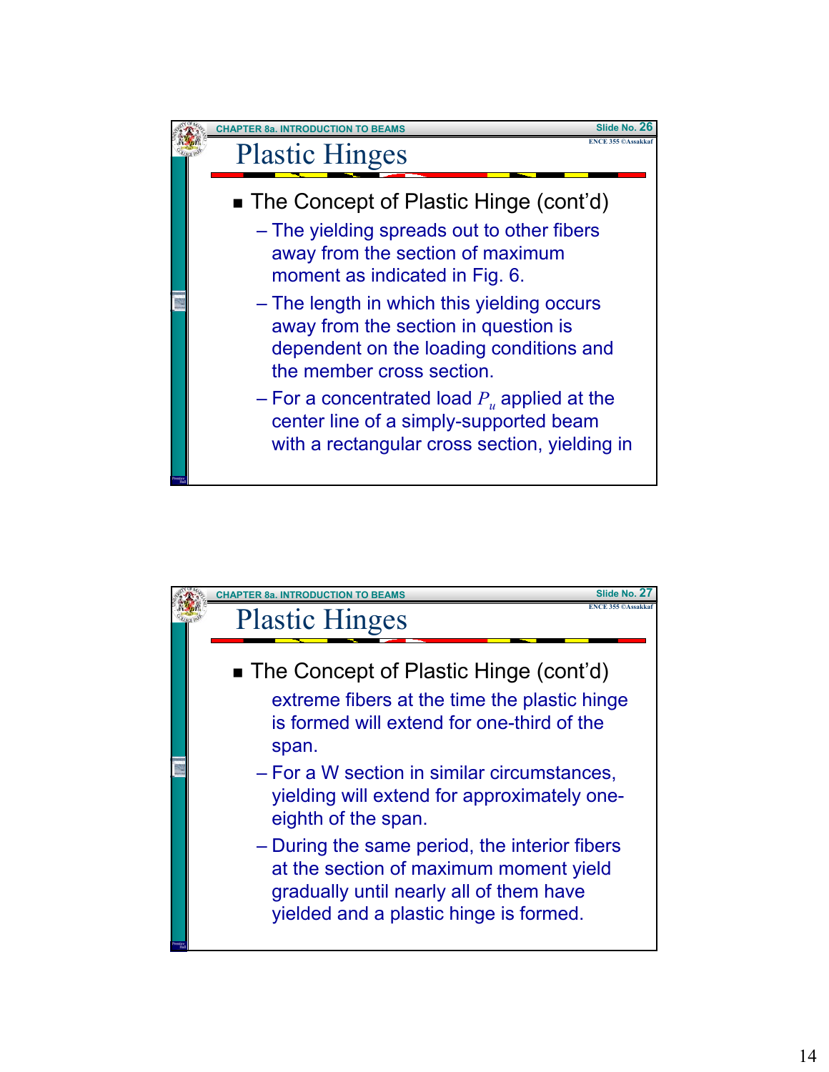## Plastic Hinges

- The Concept of Plastic Hinge (cont'd)
  - The yielding spreads out to other fibers away from the section of maximum moment as indicated in Fig. 6.
  - The length in which this yielding occurs away from the section in question is dependent on the loading conditions and the member cross section.
  - For a concentrated load $P_u$ applied at the center line of a simply-supported beam with a rectangular cross section, yielding in extreme fibers at the time the plastic hinge is formed will extend for one-third of the span.
  - For a W section in similar circumstances, yielding will extend for approximately one-eighth of the span.
  - During the same period, the interior fibers at the section of maximum moment yield gradually until nearly all of them have yielded and a plastic hinge is formed.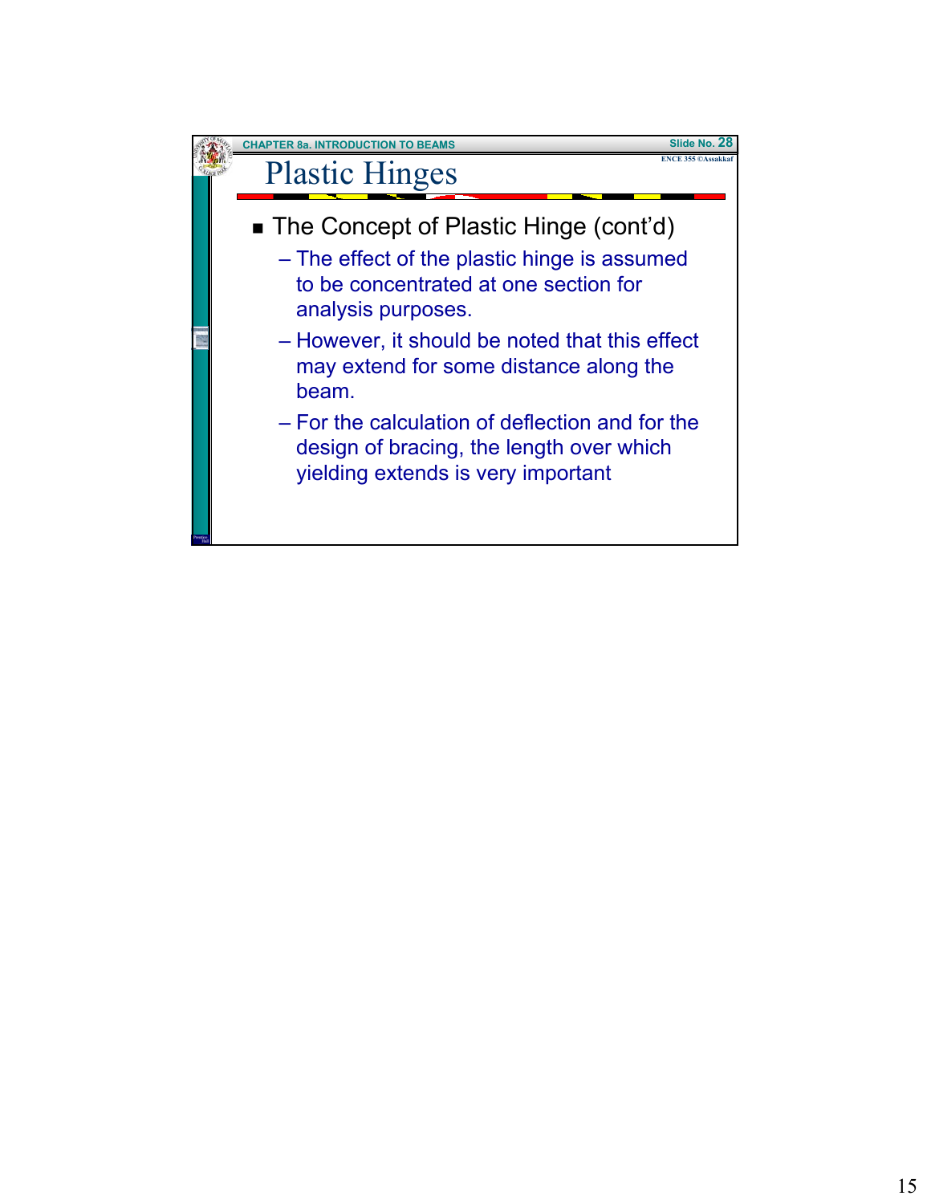# Plastic Hinges

- The Concept of Plastic Hinge (cont'd)
  - The effect of the plastic hinge is assumed to be concentrated at one section for analysis purposes.
  - However, it should be noted that this effect may extend for some distance along the beam.
  - For the calculation of deflection and for the design of bracing, the length over which yielding extends is very important